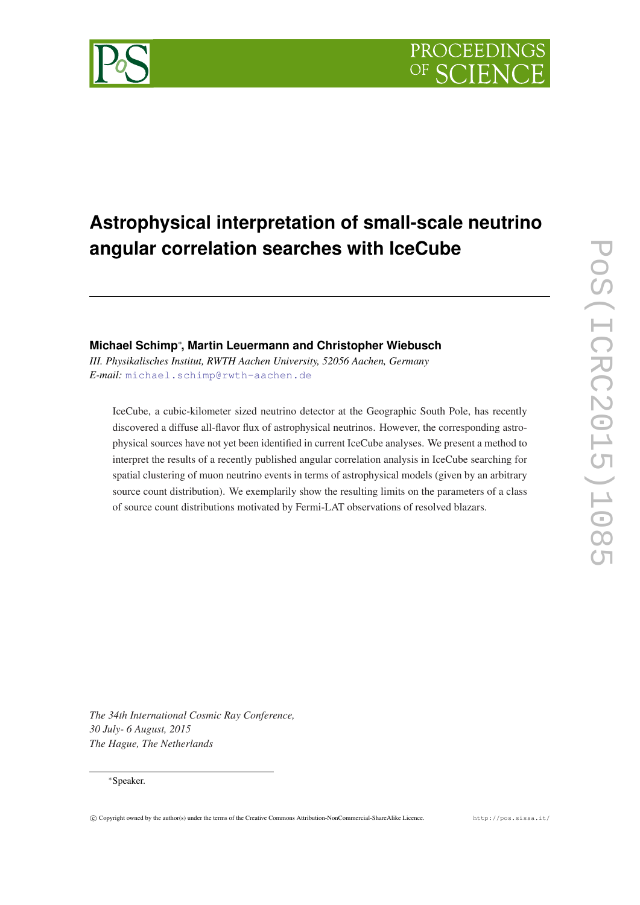# Astrophysical interpretation of small-scale neutrino angular correlation searches with IceCube

**Michael Schimp**\*, **Martin Leuermann and Christopher Wiebusch**

*III. Physikalisches Institut, RWTH Aachen University, 52056 Aachen, Germany*
*E-mail:* michael.schimp@rwth-aachen.de

IceCube, a cubic-kilometer sized neutrino detector at the Geographic South Pole, has recently discovered a diffuse all-flavor flux of astrophysical neutrinos. However, the corresponding astrophysical sources have not yet been identified in current IceCube analyses. We present a method to interpret the results of a recently published angular correlation analysis in IceCube searching for spatial clustering of muon neutrino events in terms of astrophysical models (given by an arbitrary source count distribution). We exemplarily show the resulting limits on the parameters of a class of source count distributions motivated by Fermi-LAT observations of resolved blazars.

*The 34th International Cosmic Ray Conference,*
*30 July- 6 August, 2015*
*The Hague, The Netherlands*

\*Speaker.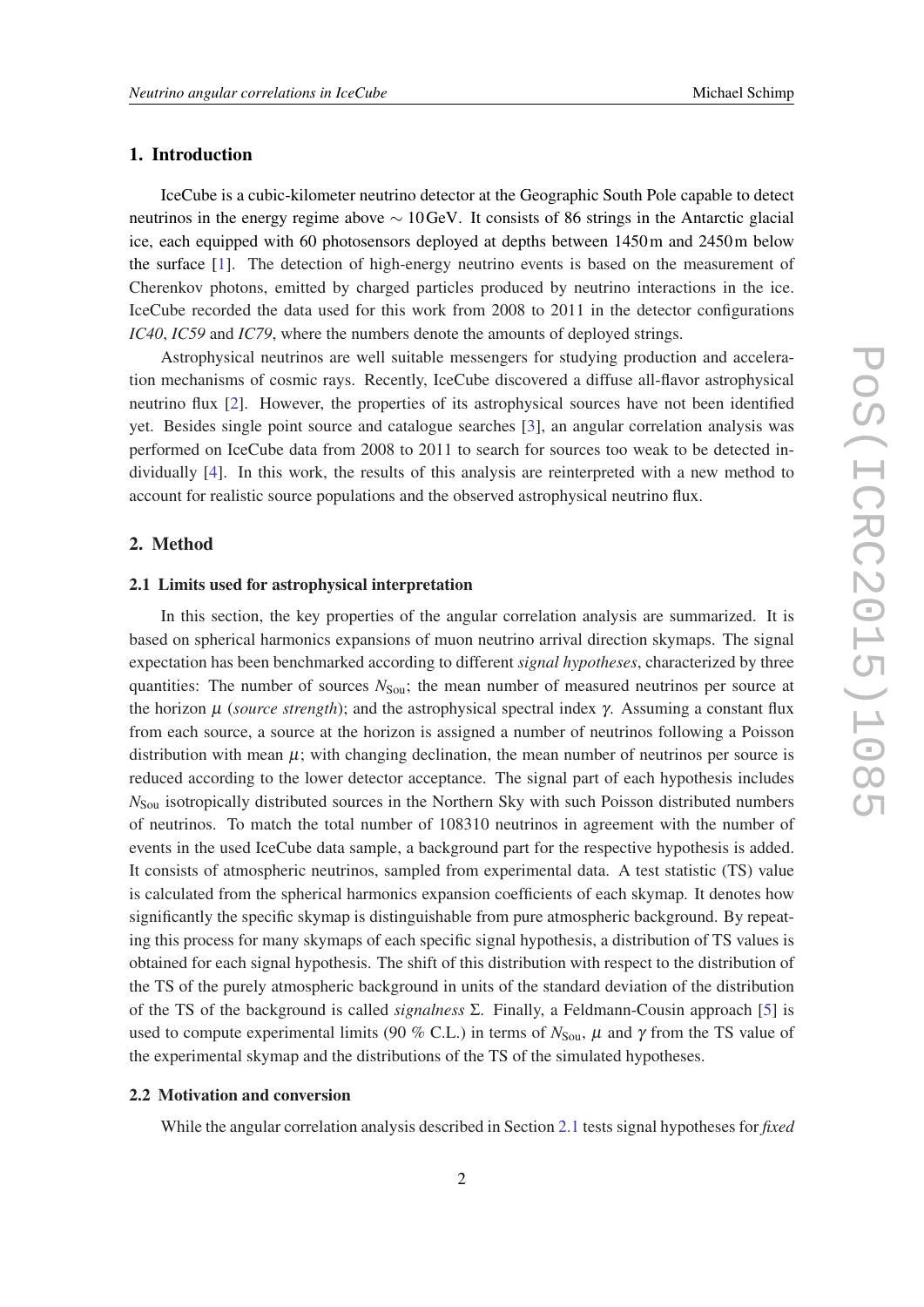## 1. Introduction

IceCube is a cubic-kilometer neutrino detector at the Geographic South Pole capable to detect neutrinos in the energy regime above $\sim 10\,\mathrm{GeV}$. It consists of 86 strings in the Antarctic glacial ice, each equipped with 60 photosensors deployed at depths between 1450 m and 2450 m below the surface [1]. The detection of high-energy neutrino events is based on the measurement of Cherenkov photons, emitted by charged particles produced by neutrino interactions in the ice. IceCube recorded the data used for this work from 2008 to 2011 in the detector configurations *IC40*, *IC59* and *IC79*, where the numbers denote the amounts of deployed strings.

Astrophysical neutrinos are well suitable messengers for studying production and acceleration mechanisms of cosmic rays. Recently, IceCube discovered a diffuse all-flavor astrophysical neutrino flux [2]. However, the properties of its astrophysical sources have not been identified yet. Besides single point source and catalogue searches [3], an angular correlation analysis was performed on IceCube data from 2008 to 2011 to search for sources too weak to be detected individually [4]. In this work, the results of this analysis are reinterpreted with a new method to account for realistic source populations and the observed astrophysical neutrino flux.

## 2. Method

### 2.1 Limits used for astrophysical interpretation

In this section, the key properties of the angular correlation analysis are summarized. It is based on spherical harmonics expansions of muon neutrino arrival direction skymaps. The signal expectation has been benchmarked according to different *signal hypotheses*, characterized by three quantities: The number of sources $N_{\mathrm{Sou}}$; the mean number of measured neutrinos per source at the horizon $\mu$ (*source strength*); and the astrophysical spectral index $\gamma$. Assuming a constant flux from each source, a source at the horizon is assigned a number of neutrinos following a Poisson distribution with mean $\mu$; with changing declination, the mean number of neutrinos per source is reduced according to the lower detector acceptance. The signal part of each hypothesis includes $N_{\mathrm{Sou}}$ isotropically distributed sources in the Northern Sky with such Poisson distributed numbers of neutrinos. To match the total number of 108310 neutrinos in agreement with the number of events in the used IceCube data sample, a background part for the respective hypothesis is added. It consists of atmospheric neutrinos, sampled from experimental data. A test statistic (TS) value is calculated from the spherical harmonics expansion coefficients of each skymap. It denotes how significantly the specific skymap is distinguishable from pure atmospheric background. By repeating this process for many skymaps of each specific signal hypothesis, a distribution of TS values is obtained for each signal hypothesis. The shift of this distribution with respect to the distribution of the TS of the purely atmospheric background in units of the standard deviation of the distribution of the TS of the background is called *signalness* $\Sigma$. Finally, a Feldmann-Cousin approach [5] is used to compute experimental limits (90 % C.L.) in terms of $N_{\mathrm{Sou}}$, $\mu$ and $\gamma$ from the TS value of the experimental skymap and the distributions of the TS of the simulated hypotheses.

### 2.2 Motivation and conversion

While the angular correlation analysis described in Section 2.1 tests signal hypotheses for *fixed*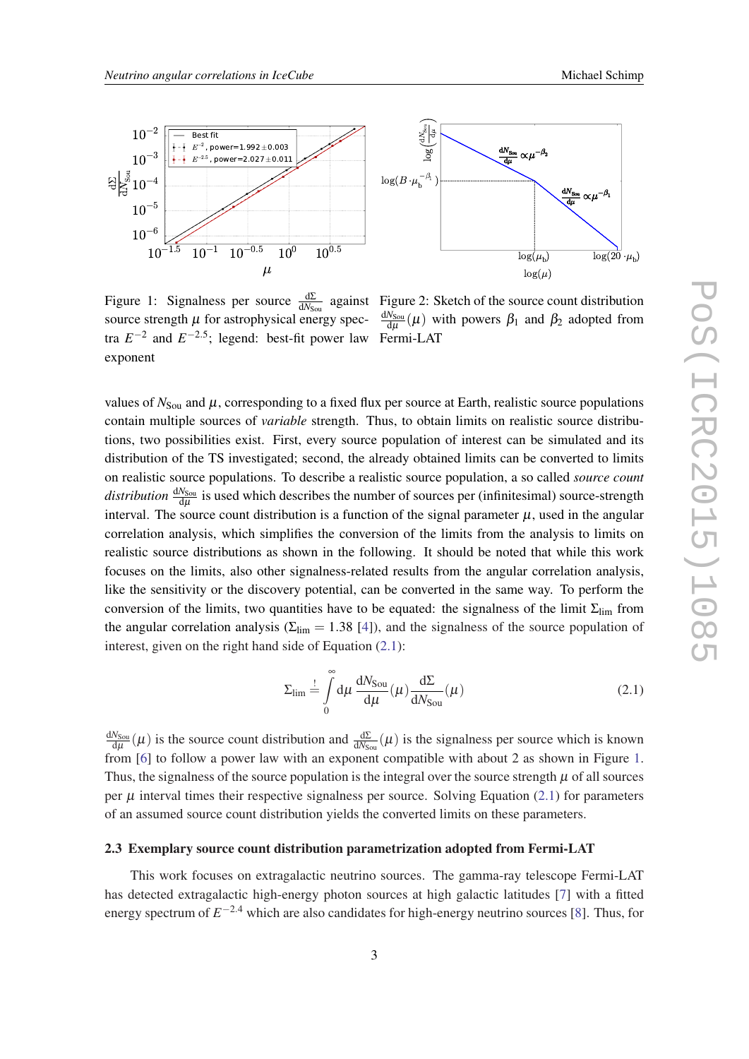Figure 1: Signalness per source $\frac{d\Sigma}{dN_{\text{Sou}}}$ against source strength $\mu$ for astrophysical energy spectra $E^{-2}$ and $E^{-2.5}$; legend: best-fit power law exponent

Figure 2: Sketch of the source count distribution $\frac{dN_{\text{Sou}}}{d\mu}(\mu)$ with powers $\beta_1$ and $\beta_2$ adopted from Fermi-LAT

values of $N_{\text{Sou}}$ and $\mu$, corresponding to a fixed flux per source at Earth, realistic source populations contain multiple sources of *variable* strength. Thus, to obtain limits on realistic source distributions, two possibilities exist. First, every source population of interest can be simulated and its distribution of the TS investigated; second, the already obtained limits can be converted to limits on realistic source populations. To describe a realistic source population, a so called *source count distribution* $\frac{dN_{\text{Sou}}}{d\mu}$ is used which describes the number of sources per (infinitesimal) source-strength interval. The source count distribution is a function of the signal parameter $\mu$, used in the angular correlation analysis, which simplifies the conversion of the limits from the analysis to limits on realistic source distributions as shown in the following. It should be noted that while this work focuses on the limits, also other signalness-related results from the angular correlation analysis, like the sensitivity or the discovery potential, can be converted in the same way. To perform the conversion of the limits, two quantities have to be equated: the signalness of the limit $\Sigma_{\text{lim}}$ from the angular correlation analysis ($\Sigma_{\text{lim}} = 1.38$ [4]), and the signalness of the source population of interest, given on the right hand side of Equation (2.1):

$$\Sigma_{\text{lim}} \stackrel{!}{=} \int_0^\infty d\mu \, \frac{dN_{\text{Sou}}}{d\mu}(\mu) \frac{d\Sigma}{dN_{\text{Sou}}}(\mu) \tag{2.1}$$

$\frac{dN_{\text{Sou}}}{d\mu}(\mu)$ is the source count distribution and $\frac{d\Sigma}{dN_{\text{Sou}}}(\mu)$ is the signalness per source which is known from [6] to follow a power law with an exponent compatible with about 2 as shown in Figure 1. Thus, the signalness of the source population is the integral over the source strength $\mu$ of all sources per $\mu$ interval times their respective signalness per source. Solving Equation (2.1) for parameters of an assumed source count distribution yields the converted limits on these parameters.

### 2.3 Exemplary source count distribution parametrization adopted from Fermi-LAT

This work focuses on extragalactic neutrino sources. The gamma-ray telescope Fermi-LAT has detected extragalactic high-energy photon sources at high galactic latitudes [7] with a fitted energy spectrum of $E^{-2.4}$ which are also candidates for high-energy neutrino sources [8]. Thus, for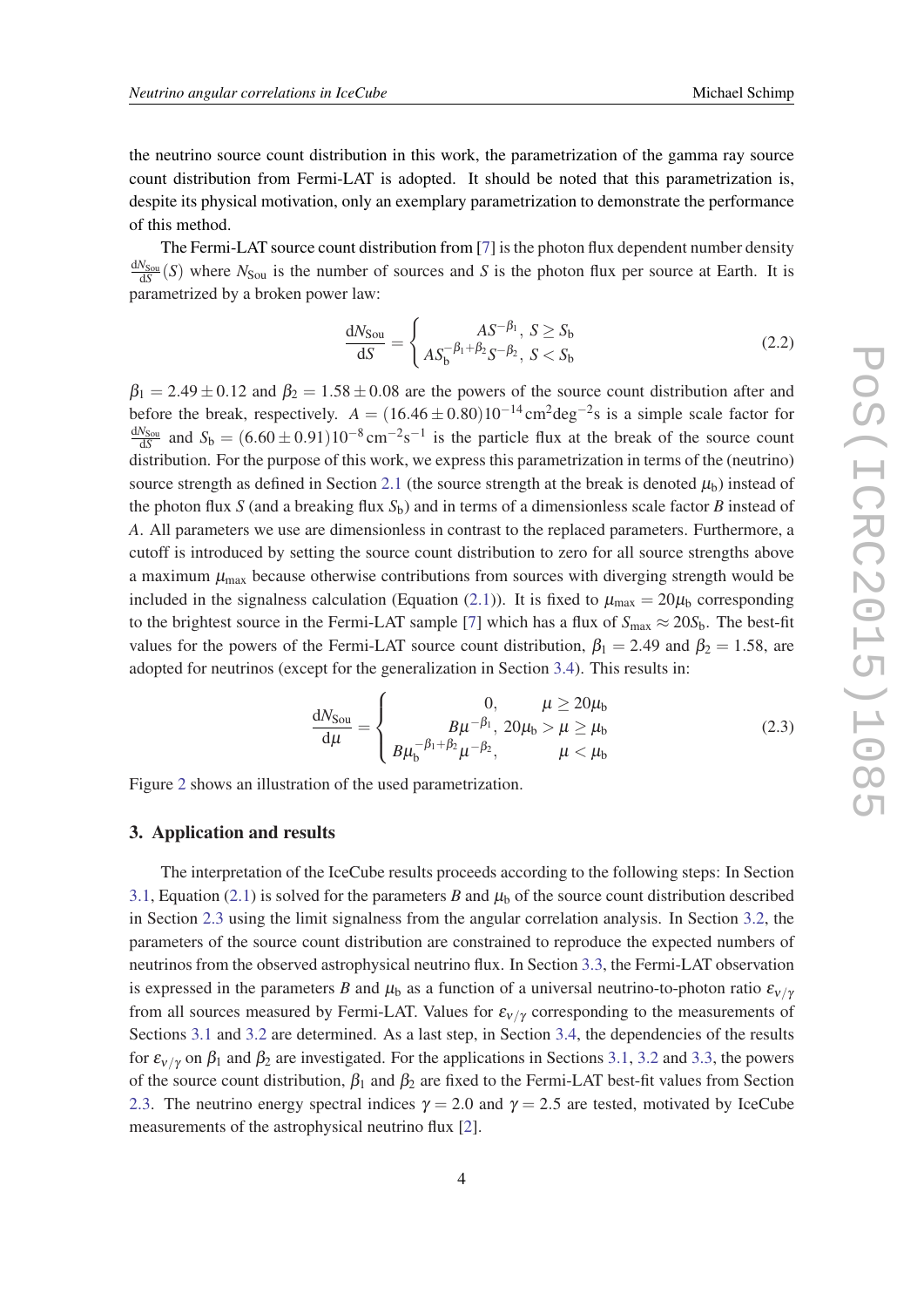the neutrino source count distribution in this work, the parametrization of the gamma ray source count distribution from Fermi-LAT is adopted. It should be noted that this parametrization is, despite its physical motivation, only an exemplary parametrization to demonstrate the performance of this method.

The Fermi-LAT source count distribution from [7] is the photon flux dependent number density $\frac{\mathrm{d}N_{\mathrm{Sou}}}{\mathrm{d}S}(S)$ where $N_{\mathrm{Sou}}$ is the number of sources and $S$ is the photon flux per source at Earth. It is parametrized by a broken power law:

$$\frac{\mathrm{d}N_{\mathrm{Sou}}}{\mathrm{d}S} = \begin{cases} AS^{-\beta_1}, \; S \geq S_{\mathrm{b}} \\ AS_{\mathrm{b}}^{-\beta_1+\beta_2}S^{-\beta_2}, \; S < S_{\mathrm{b}} \end{cases} \tag{2.2}$$

$\beta_1 = 2.49 \pm 0.12$ and $\beta_2 = 1.58 \pm 0.08$ are the powers of the source count distribution after and before the break, respectively. $A = (16.46 \pm 0.80)10^{-14}\,\mathrm{cm}^2\mathrm{deg}^{-2}\mathrm{s}$ is a simple scale factor for $\frac{\mathrm{d}N_{\mathrm{Sou}}}{\mathrm{d}S}$ and $S_{\mathrm{b}} = (6.60 \pm 0.91)10^{-8}\,\mathrm{cm}^{-2}\mathrm{s}^{-1}$ is the particle flux at the break of the source count distribution. For the purpose of this work, we express this parametrization in terms of the (neutrino) source strength as defined in Section 2.1 (the source strength at the break is denoted $\mu_{\mathrm{b}}$) instead of the photon flux $S$ (and a breaking flux $S_{\mathrm{b}}$) and in terms of a dimensionless scale factor $B$ instead of $A$. All parameters we use are dimensionless in contrast to the replaced parameters. Furthermore, a cutoff is introduced by setting the source count distribution to zero for all source strengths above a maximum $\mu_{\max}$ because otherwise contributions from sources with diverging strength would be included in the signalness calculation (Equation (2.1)). It is fixed to $\mu_{\max} = 20\mu_{\mathrm{b}}$ corresponding to the brightest source in the Fermi-LAT sample [7] which has a flux of $S_{\max} \approx 20S_{\mathrm{b}}$. The best-fit values for the powers of the Fermi-LAT source count distribution, $\beta_1 = 2.49$ and $\beta_2 = 1.58$, are adopted for neutrinos (except for the generalization in Section 3.4). This results in:

$$\frac{\mathrm{d}N_{\mathrm{Sou}}}{\mathrm{d}\mu} = \begin{cases} 0, & \mu \geq 20\mu_{\mathrm{b}} \\ B\mu^{-\beta_1}, & 20\mu_{\mathrm{b}} > \mu \geq \mu_{\mathrm{b}} \\ B\mu_{\mathrm{b}}^{-\beta_1+\beta_2}\mu^{-\beta_2}, & \mu < \mu_{\mathrm{b}} \end{cases} \tag{2.3}$$

Figure 2 shows an illustration of the used parametrization.

## 3. Application and results

The interpretation of the IceCube results proceeds according to the following steps: In Section 3.1, Equation (2.1) is solved for the parameters $B$ and $\mu_{\mathrm{b}}$ of the source count distribution described in Section 2.3 using the limit signalness from the angular correlation analysis. In Section 3.2, the parameters of the source count distribution are constrained to reproduce the expected numbers of neutrinos from the observed astrophysical neutrino flux. In Section 3.3, the Fermi-LAT observation is expressed in the parameters $B$ and $\mu_{\mathrm{b}}$ as a function of a universal neutrino-to-photon ratio $\varepsilon_{\nu/\gamma}$ from all sources measured by Fermi-LAT. Values for $\varepsilon_{\nu/\gamma}$ corresponding to the measurements of Sections 3.1 and 3.2 are determined. As a last step, in Section 3.4, the dependencies of the results for $\varepsilon_{\nu/\gamma}$ on $\beta_1$ and $\beta_2$ are investigated. For the applications in Sections 3.1, 3.2 and 3.3, the powers of the source count distribution, $\beta_1$ and $\beta_2$ are fixed to the Fermi-LAT best-fit values from Section 2.3. The neutrino energy spectral indices $\gamma = 2.0$ and $\gamma = 2.5$ are tested, motivated by IceCube measurements of the astrophysical neutrino flux [2].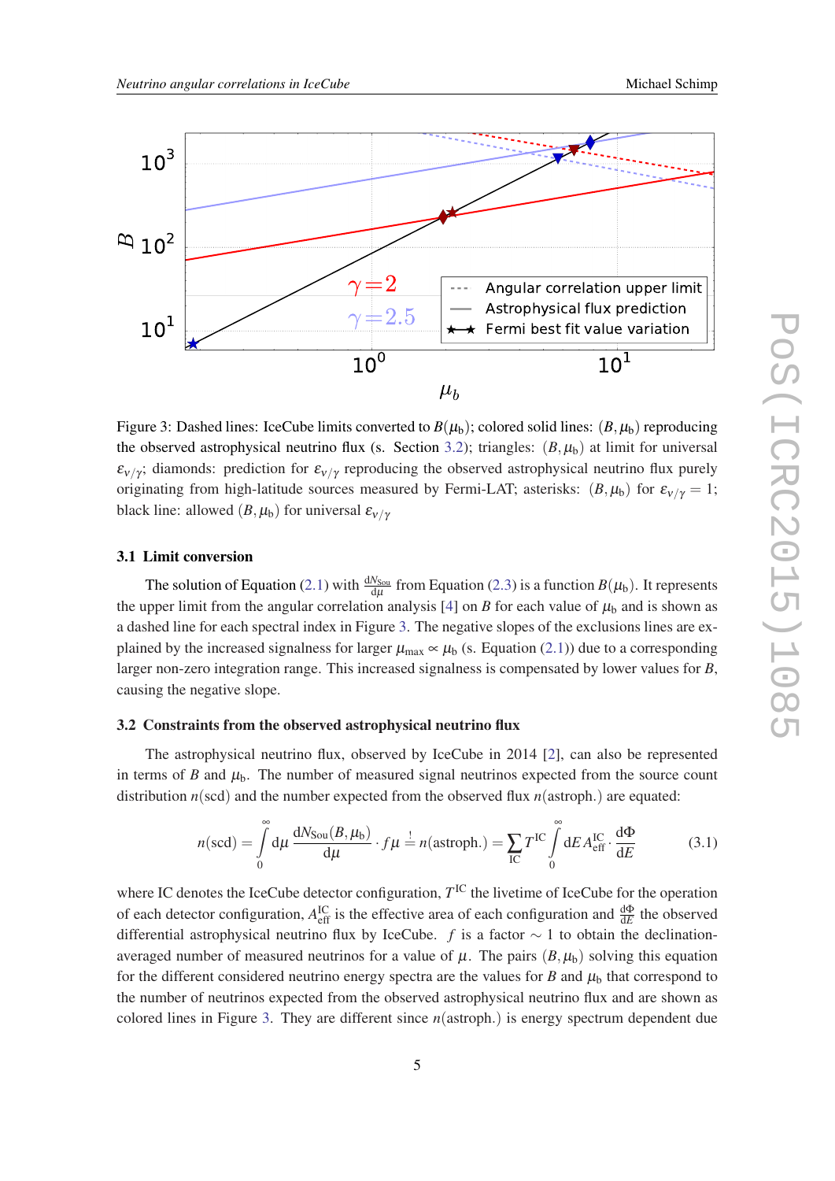Figure 3: Dashed lines: IceCube limits converted to $B(\mu_b)$; colored solid lines: $(B, \mu_b)$ reproducing the observed astrophysical neutrino flux (s. Section 3.2); triangles: $(B, \mu_b)$ at limit for universal $\varepsilon_{\nu/\gamma}$; diamonds: prediction for $\varepsilon_{\nu/\gamma}$ reproducing the observed astrophysical neutrino flux purely originating from high-latitude sources measured by Fermi-LAT; asterisks: $(B, \mu_b)$ for $\varepsilon_{\nu/\gamma} = 1$; black line: allowed $(B, \mu_b)$ for universal $\varepsilon_{\nu/\gamma}$

### 3.1 Limit conversion

The solution of Equation (2.1) with $\frac{dN_{\text{Sou}}}{d\mu}$ from Equation (2.3) is a function $B(\mu_b)$. It represents the upper limit from the angular correlation analysis [4] on $B$ for each value of $\mu_b$ and is shown as a dashed line for each spectral index in Figure 3. The negative slopes of the exclusions lines are explained by the increased signalness for larger $\mu_{\max} \propto \mu_b$ (s. Equation (2.1)) due to a corresponding larger non-zero integration range. This increased signalness is compensated by lower values for $B$, causing the negative slope.

### 3.2 Constraints from the observed astrophysical neutrino flux

The astrophysical neutrino flux, observed by IceCube in 2014 [2], can also be represented in terms of $B$ and $\mu_b$. The number of measured signal neutrinos expected from the source count distribution $n(\text{scd})$ and the number expected from the observed flux $n(\text{astroph.})$ are equated:

$$n(\text{scd}) = \int_0^\infty d\mu \, \frac{dN_{\text{Sou}}(B, \mu_b)}{d\mu} \cdot f\mu \stackrel{!}{=} n(\text{astroph.}) = \sum_{\text{IC}} T^{\text{IC}} \int_0^\infty dE \, A_{\text{eff}}^{\text{IC}} \cdot \frac{d\Phi}{dE} \tag{3.1}$$

where IC denotes the IceCube detector configuration, $T^{\text{IC}}$ the livetime of IceCube for the operation of each detector configuration, $A_{\text{eff}}^{\text{IC}}$ is the effective area of each configuration and $\frac{d\Phi}{dE}$ the observed differential astrophysical neutrino flux by IceCube. $f$ is a factor $\sim 1$ to obtain the declination-averaged number of measured neutrinos for a value of $\mu$. The pairs $(B, \mu_b)$ solving this equation for the different considered neutrino energy spectra are the values for $B$ and $\mu_b$ that correspond to the number of neutrinos expected from the observed astrophysical neutrino flux and are shown as colored lines in Figure 3. They are different since $n(\text{astroph.})$ is energy spectrum dependent due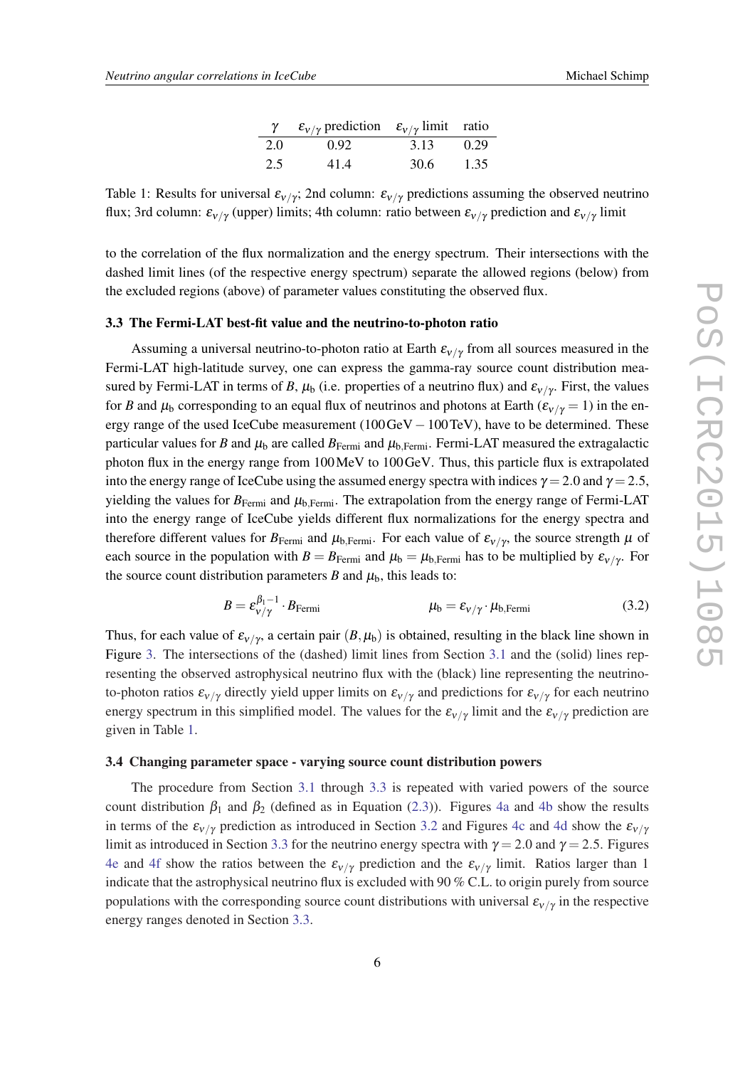| $\gamma$ | $\varepsilon_{\nu/\gamma}$ prediction | $\varepsilon_{\nu/\gamma}$ limit | ratio |
|---|---|---|---|
| 2.0 | 0.92 | 3.13 | 0.29 |
| 2.5 | 41.4 | 30.6 | 1.35 |

Table 1: Results for universal $\varepsilon_{\nu/\gamma}$; 2nd column: $\varepsilon_{\nu/\gamma}$ predictions assuming the observed neutrino flux; 3rd column: $\varepsilon_{\nu/\gamma}$ (upper) limits; 4th column: ratio between $\varepsilon_{\nu/\gamma}$ prediction and $\varepsilon_{\nu/\gamma}$ limit

to the correlation of the flux normalization and the energy spectrum. Their intersections with the dashed limit lines (of the respective energy spectrum) separate the allowed regions (below) from the excluded regions (above) of parameter values constituting the observed flux.

### 3.3 The Fermi-LAT best-fit value and the neutrino-to-photon ratio

Assuming a universal neutrino-to-photon ratio at Earth $\varepsilon_{\nu/\gamma}$ from all sources measured in the Fermi-LAT high-latitude survey, one can express the gamma-ray source count distribution measured by Fermi-LAT in terms of $B$, $\mu_{\mathrm{b}}$ (i.e. properties of a neutrino flux) and $\varepsilon_{\nu/\gamma}$. First, the values for $B$ and $\mu_{\mathrm{b}}$ corresponding to an equal flux of neutrinos and photons at Earth ($\varepsilon_{\nu/\gamma} = 1$) in the energy range of the used IceCube measurement (100 GeV – 100 TeV), have to be determined. These particular values for $B$ and $\mu_{\mathrm{b}}$ are called $B_{\mathrm{Fermi}}$ and $\mu_{\mathrm{b,Fermi}}$. Fermi-LAT measured the extragalactic photon flux in the energy range from 100 MeV to 100 GeV. Thus, this particle flux is extrapolated into the energy range of IceCube using the assumed energy spectra with indices $\gamma = 2.0$ and $\gamma = 2.5$, yielding the values for $B_{\mathrm{Fermi}}$ and $\mu_{\mathrm{b,Fermi}}$. The extrapolation from the energy range of Fermi-LAT into the energy range of IceCube yields different flux normalizations for the energy spectra and therefore different values for $B_{\mathrm{Fermi}}$ and $\mu_{\mathrm{b,Fermi}}$. For each value of $\varepsilon_{\nu/\gamma}$, the source strength $\mu$ of each source in the population with $B = B_{\mathrm{Fermi}}$ and $\mu_{\mathrm{b}} = \mu_{\mathrm{b,Fermi}}$ has to be multiplied by $\varepsilon_{\nu/\gamma}$. For the source count distribution parameters $B$ and $\mu_{\mathrm{b}}$, this leads to:

$$B = \varepsilon_{\nu/\gamma}^{\beta_1 - 1} \cdot B_{\mathrm{Fermi}} \qquad\qquad \mu_{\mathrm{b}} = \varepsilon_{\nu/\gamma} \cdot \mu_{\mathrm{b,Fermi}} \tag{3.2}$$

Thus, for each value of $\varepsilon_{\nu/\gamma}$, a certain pair $(B, \mu_{\mathrm{b}})$ is obtained, resulting in the black line shown in Figure 3. The intersections of the (dashed) limit lines from Section 3.1 and the (solid) lines representing the observed astrophysical neutrino flux with the (black) line representing the neutrino-to-photon ratios $\varepsilon_{\nu/\gamma}$ directly yield upper limits on $\varepsilon_{\nu/\gamma}$ and predictions for $\varepsilon_{\nu/\gamma}$ for each neutrino energy spectrum in this simplified model. The values for the $\varepsilon_{\nu/\gamma}$ limit and the $\varepsilon_{\nu/\gamma}$ prediction are given in Table 1.

### 3.4 Changing parameter space - varying source count distribution powers

The procedure from Section 3.1 through 3.3 is repeated with varied powers of the source count distribution $\beta_1$ and $\beta_2$ (defined as in Equation (2.3)). Figures 4a and 4b show the results in terms of the $\varepsilon_{\nu/\gamma}$ prediction as introduced in Section 3.2 and Figures 4c and 4d show the $\varepsilon_{\nu/\gamma}$ limit as introduced in Section 3.3 for the neutrino energy spectra with $\gamma = 2.0$ and $\gamma = 2.5$. Figures 4e and 4f show the ratios between the $\varepsilon_{\nu/\gamma}$ prediction and the $\varepsilon_{\nu/\gamma}$ limit. Ratios larger than 1 indicate that the astrophysical neutrino flux is excluded with 90 % C.L. to origin purely from source populations with the corresponding source count distributions with universal $\varepsilon_{\nu/\gamma}$ in the respective energy ranges denoted in Section 3.3.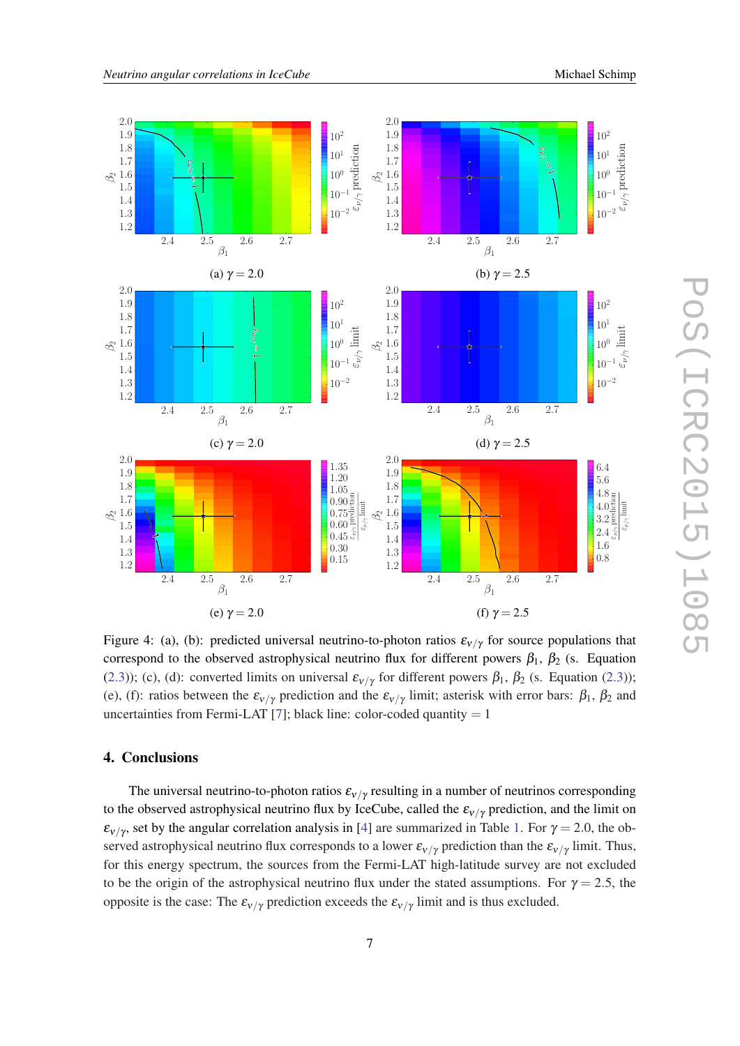Figure 4: (a), (b): predicted universal neutrino-to-photon ratios $\varepsilon_{\nu/\gamma}$ for source populations that correspond to the observed astrophysical neutrino flux for different powers $\beta_1$, $\beta_2$ (s. Equation (2.3)); (c), (d): converted limits on universal $\varepsilon_{\nu/\gamma}$ for different powers $\beta_1$, $\beta_2$ (s. Equation (2.3)); (e), (f): ratios between the $\varepsilon_{\nu/\gamma}$ prediction and the $\varepsilon_{\nu/\gamma}$ limit; asterisk with error bars: $\beta_1$, $\beta_2$ and uncertainties from Fermi-LAT [7]; black line: color-coded quantity = 1

## 4. Conclusions

The universal neutrino-to-photon ratios $\varepsilon_{\nu/\gamma}$ resulting in a number of neutrinos corresponding to the observed astrophysical neutrino flux by IceCube, called the $\varepsilon_{\nu/\gamma}$ prediction, and the limit on $\varepsilon_{\nu/\gamma}$, set by the angular correlation analysis in [4] are summarized in Table 1. For $\gamma = 2.0$, the observed astrophysical neutrino flux corresponds to a lower $\varepsilon_{\nu/\gamma}$ prediction than the $\varepsilon_{\nu/\gamma}$ limit. Thus, for this energy spectrum, the sources from the Fermi-LAT high-latitude survey are not excluded to be the origin of the astrophysical neutrino flux under the stated assumptions. For $\gamma = 2.5$, the opposite is the case: The $\varepsilon_{\nu/\gamma}$ prediction exceeds the $\varepsilon_{\nu/\gamma}$ limit and is thus excluded.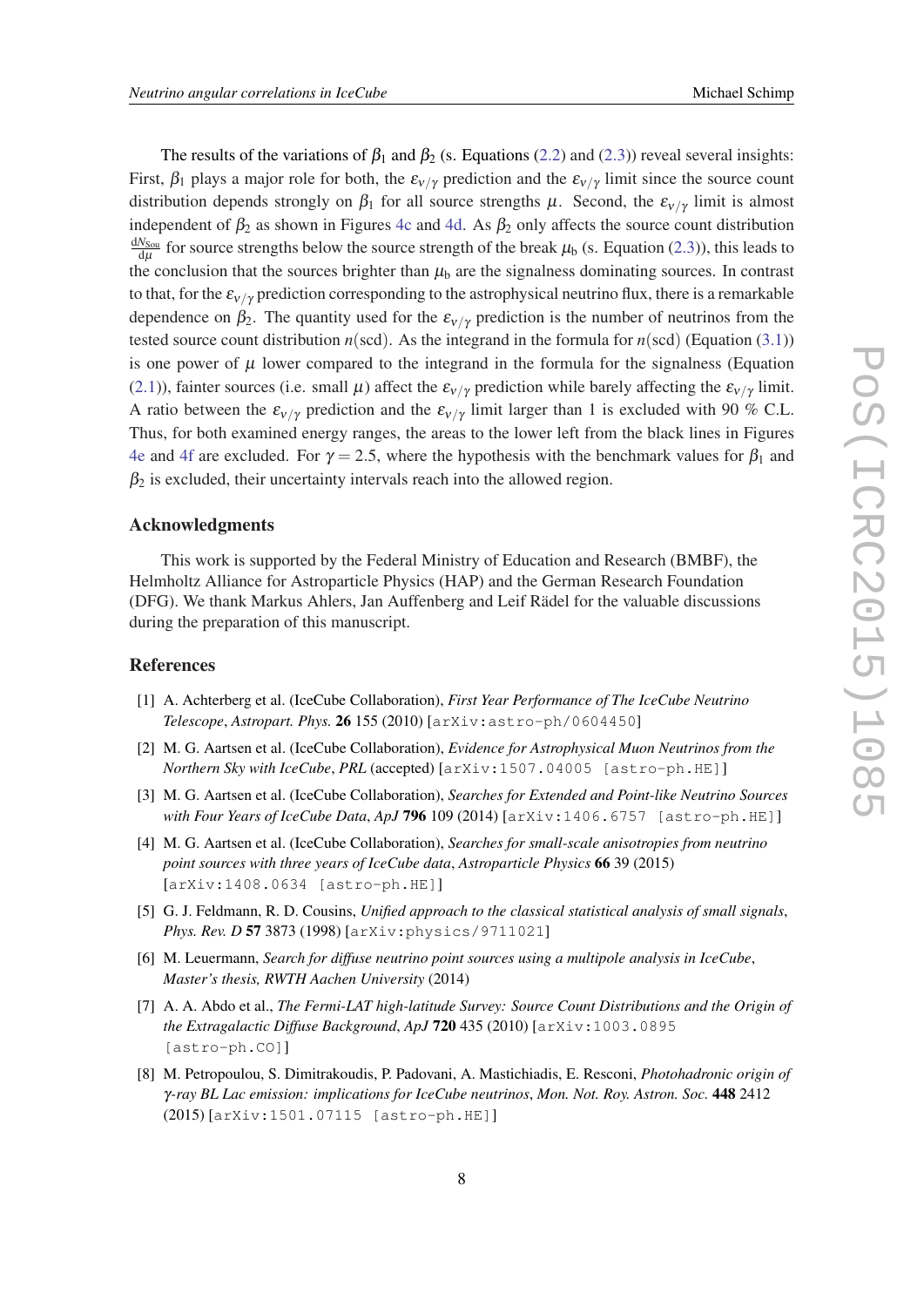The results of the variations of $\beta_1$ and $\beta_2$ (s. Equations (2.2) and (2.3)) reveal several insights: First, $\beta_1$ plays a major role for both, the $\varepsilon_{\nu/\gamma}$ prediction and the $\varepsilon_{\nu/\gamma}$ limit since the source count distribution depends strongly on $\beta_1$ for all source strengths $\mu$. Second, the $\varepsilon_{\nu/\gamma}$ limit is almost independent of $\beta_2$ as shown in Figures 4c and 4d. As $\beta_2$ only affects the source count distribution $\frac{\mathrm{d}N_{\mathrm{Sou}}}{\mathrm{d}\mu}$ for source strengths below the source strength of the break $\mu_{\mathrm{b}}$ (s. Equation (2.3)), this leads to the conclusion that the sources brighter than $\mu_{\mathrm{b}}$ are the signalness dominating sources. In contrast to that, for the $\varepsilon_{\nu/\gamma}$ prediction corresponding to the astrophysical neutrino flux, there is a remarkable dependence on $\beta_2$. The quantity used for the $\varepsilon_{\nu/\gamma}$ prediction is the number of neutrinos from the tested source count distribution $n(\mathrm{scd})$. As the integrand in the formula for $n(\mathrm{scd})$ (Equation (3.1)) is one power of $\mu$ lower compared to the integrand in the formula for the signalness (Equation (2.1)), fainter sources (i.e. small $\mu$) affect the $\varepsilon_{\nu/\gamma}$ prediction while barely affecting the $\varepsilon_{\nu/\gamma}$ limit. A ratio between the $\varepsilon_{\nu/\gamma}$ prediction and the $\varepsilon_{\nu/\gamma}$ limit larger than 1 is excluded with 90 % C.L. Thus, for both examined energy ranges, the areas to the lower left from the black lines in Figures 4e and 4f are excluded. For $\gamma = 2.5$, where the hypothesis with the benchmark values for $\beta_1$ and $\beta_2$ is excluded, their uncertainty intervals reach into the allowed region.

## Acknowledgments

This work is supported by the Federal Ministry of Education and Research (BMBF), the Helmholtz Alliance for Astroparticle Physics (HAP) and the German Research Foundation (DFG). We thank Markus Ahlers, Jan Auffenberg and Leif Rädel for the valuable discussions during the preparation of this manuscript.

## References

[1] A. Achterberg et al. (IceCube Collaboration), *First Year Performance of The IceCube Neutrino Telescope*, *Astropart. Phys.* **26** 155 (2010) [arXiv:astro-ph/0604450]

[2] M. G. Aartsen et al. (IceCube Collaboration), *Evidence for Astrophysical Muon Neutrinos from the Northern Sky with IceCube*, *PRL* (accepted) [arXiv:1507.04005 [astro-ph.HE]]

[3] M. G. Aartsen et al. (IceCube Collaboration), *Searches for Extended and Point-like Neutrino Sources with Four Years of IceCube Data*, *ApJ* **796** 109 (2014) [arXiv:1406.6757 [astro-ph.HE]]

[4] M. G. Aartsen et al. (IceCube Collaboration), *Searches for small-scale anisotropies from neutrino point sources with three years of IceCube data*, *Astroparticle Physics* **66** 39 (2015) [arXiv:1408.0634 [astro-ph.HE]]

[5] G. J. Feldmann, R. D. Cousins, *Unified approach to the classical statistical analysis of small signals*, *Phys. Rev. D* **57** 3873 (1998) [arXiv:physics/9711021]

[6] M. Leuermann, *Search for diffuse neutrino point sources using a multipole analysis in IceCube*, *Master's thesis, RWTH Aachen University* (2014)

[7] A. A. Abdo et al., *The Fermi-LAT high-latitude Survey: Source Count Distributions and the Origin of the Extragalactic Diffuse Background*, *ApJ* **720** 435 (2010) [arXiv:1003.0895 [astro-ph.CO]]

[8] M. Petropoulou, S. Dimitrakoudis, P. Padovani, A. Mastichiadis, E. Resconi, *Photohadronic origin of $\gamma$-ray BL Lac emission: implications for IceCube neutrinos*, *Mon. Not. Roy. Astron. Soc.* **448** 2412 (2015) [arXiv:1501.07115 [astro-ph.HE]]